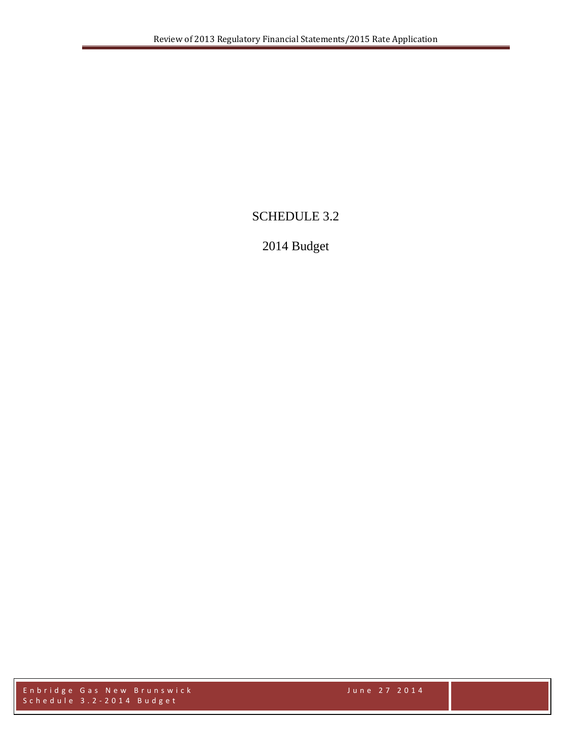# SCHEDULE 3.2

## 2014 Budget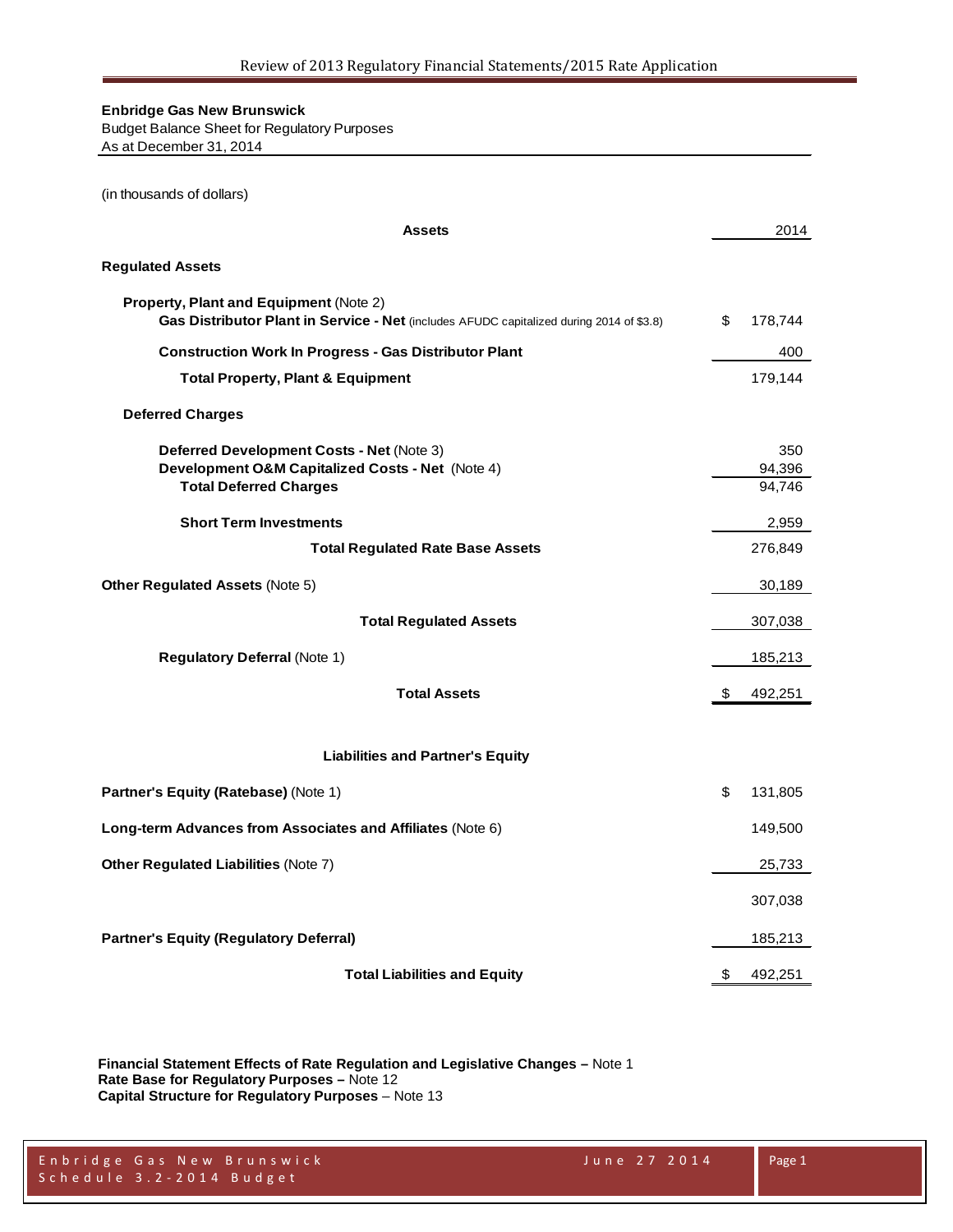**Enbridge Gas New Brunswick**
Budget Balance Sheet for Regulatory Purposes
As at December 31, 2014

(in thousands of dollars)

| **Assets** | 2014 |
|---|---|
| **Regulated Assets** | |
| **Property, Plant and Equipment** (Note 2) | |
| **Gas Distributor Plant in Service - Net** (includes AFUDC capitalized during 2014 of $3.8) | $ 178,744 |
| **Construction Work In Progress - Gas Distributor Plant** | 400 |
| **Total Property, Plant & Equipment** | 179,144 |
| **Deferred Charges** | |
| **Deferred Development Costs - Net** (Note 3) | 350 |
| **Development O&M Capitalized Costs - Net** (Note 4) | 94,396 |
| **Total Deferred Charges** | 94,746 |
| **Short Term Investments** | 2,959 |
| **Total Regulated Rate Base Assets** | 276,849 |
| **Other Regulated Assets** (Note 5) | 30,189 |
| **Total Regulated Assets** | 307,038 |
| **Regulatory Deferral** (Note 1) | 185,213 |
| **Total Assets** | $ 492,251 |

| **Liabilities and Partner's Equity** | |
|---|---|
| **Partner's Equity (Ratebase)** (Note 1) | $ 131,805 |
| **Long-term Advances from Associates and Affiliates** (Note 6) | 149,500 |
| **Other Regulated Liabilities** (Note 7) | 25,733 |
| | 307,038 |
| **Partner's Equity (Regulatory Deferral)** | 185,213 |
| **Total Liabilities and Equity** | $ 492,251 |

**Financial Statement Effects of Rate Regulation and Legislative Changes –** Note 1
**Rate Base for Regulatory Purposes –** Note 12
**Capital Structure for Regulatory Purposes** – Note 13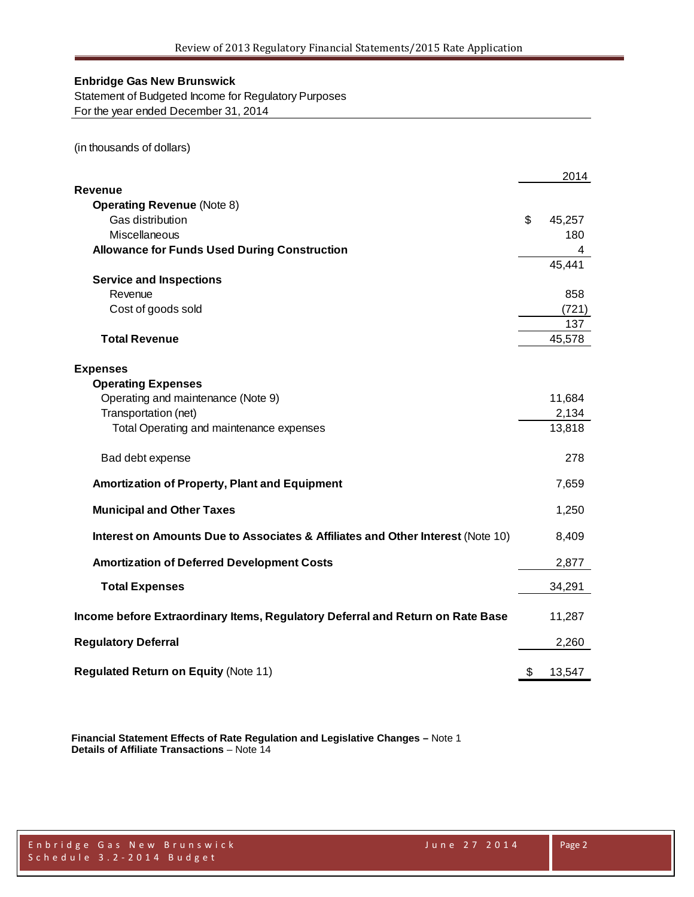**Enbridge Gas New Brunswick**

Statement of Budgeted Income for Regulatory Purposes

For the year ended December 31, 2014

(in thousands of dollars)

| | 2014 |
|---|---|
| **Revenue** | |
| **Operating Revenue** (Note 8) | |
| Gas distribution | $ 45,257 |
| Miscellaneous | 180 |
| **Allowance for Funds Used During Construction** | 4 |
| | 45,441 |
| **Service and Inspections** | |
| Revenue | 858 |
| Cost of goods sold | (721) |
| | 137 |
| **Total Revenue** | 45,578 |
| | |
| **Expenses** | |
| **Operating Expenses** | |
| Operating and maintenance (Note 9) | 11,684 |
| Transportation (net) | 2,134 |
| Total Operating and maintenance expenses | 13,818 |
| | |
| Bad debt expense | 278 |
| | |
| **Amortization of Property, Plant and Equipment** | 7,659 |
| | |
| **Municipal and Other Taxes** | 1,250 |
| | |
| **Interest on Amounts Due to Associates & Affiliates and Other Interest** (Note 10) | 8,409 |
| | |
| **Amortization of Deferred Development Costs** | 2,877 |
| | |
| **Total Expenses** | 34,291 |
| | |
| **Income before Extraordinary Items, Regulatory Deferral and Return on Rate Base** | 11,287 |
| | |
| **Regulatory Deferral** | 2,260 |
| | |
| **Regulated Return on Equity** (Note 11) | $ 13,547 |

**Financial Statement Effects of Rate Regulation and Legislative Changes –** Note 1
**Details of Affiliate Transactions** – Note 14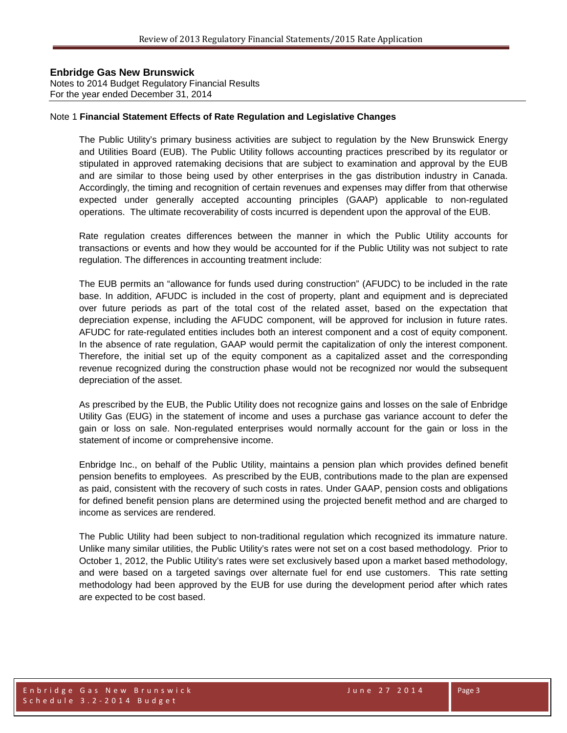**Enbridge Gas New Brunswick**
Notes to 2014 Budget Regulatory Financial Results
For the year ended December 31, 2014

Note 1 **Financial Statement Effects of Rate Regulation and Legislative Changes**

The Public Utility's primary business activities are subject to regulation by the New Brunswick Energy and Utilities Board (EUB). The Public Utility follows accounting practices prescribed by its regulator or stipulated in approved ratemaking decisions that are subject to examination and approval by the EUB and are similar to those being used by other enterprises in the gas distribution industry in Canada. Accordingly, the timing and recognition of certain revenues and expenses may differ from that otherwise expected under generally accepted accounting principles (GAAP) applicable to non-regulated operations. The ultimate recoverability of costs incurred is dependent upon the approval of the EUB.

Rate regulation creates differences between the manner in which the Public Utility accounts for transactions or events and how they would be accounted for if the Public Utility was not subject to rate regulation. The differences in accounting treatment include:

The EUB permits an "allowance for funds used during construction" (AFUDC) to be included in the rate base. In addition, AFUDC is included in the cost of property, plant and equipment and is depreciated over future periods as part of the total cost of the related asset, based on the expectation that depreciation expense, including the AFUDC component, will be approved for inclusion in future rates. AFUDC for rate-regulated entities includes both an interest component and a cost of equity component. In the absence of rate regulation, GAAP would permit the capitalization of only the interest component. Therefore, the initial set up of the equity component as a capitalized asset and the corresponding revenue recognized during the construction phase would not be recognized nor would the subsequent depreciation of the asset.

As prescribed by the EUB, the Public Utility does not recognize gains and losses on the sale of Enbridge Utility Gas (EUG) in the statement of income and uses a purchase gas variance account to defer the gain or loss on sale. Non-regulated enterprises would normally account for the gain or loss in the statement of income or comprehensive income.

Enbridge Inc., on behalf of the Public Utility, maintains a pension plan which provides defined benefit pension benefits to employees. As prescribed by the EUB, contributions made to the plan are expensed as paid, consistent with the recovery of such costs in rates. Under GAAP, pension costs and obligations for defined benefit pension plans are determined using the projected benefit method and are charged to income as services are rendered.

The Public Utility had been subject to non-traditional regulation which recognized its immature nature. Unlike many similar utilities, the Public Utility's rates were not set on a cost based methodology. Prior to October 1, 2012, the Public Utility's rates were set exclusively based upon a market based methodology, and were based on a targeted savings over alternate fuel for end use customers. This rate setting methodology had been approved by the EUB for use during the development period after which rates are expected to be cost based.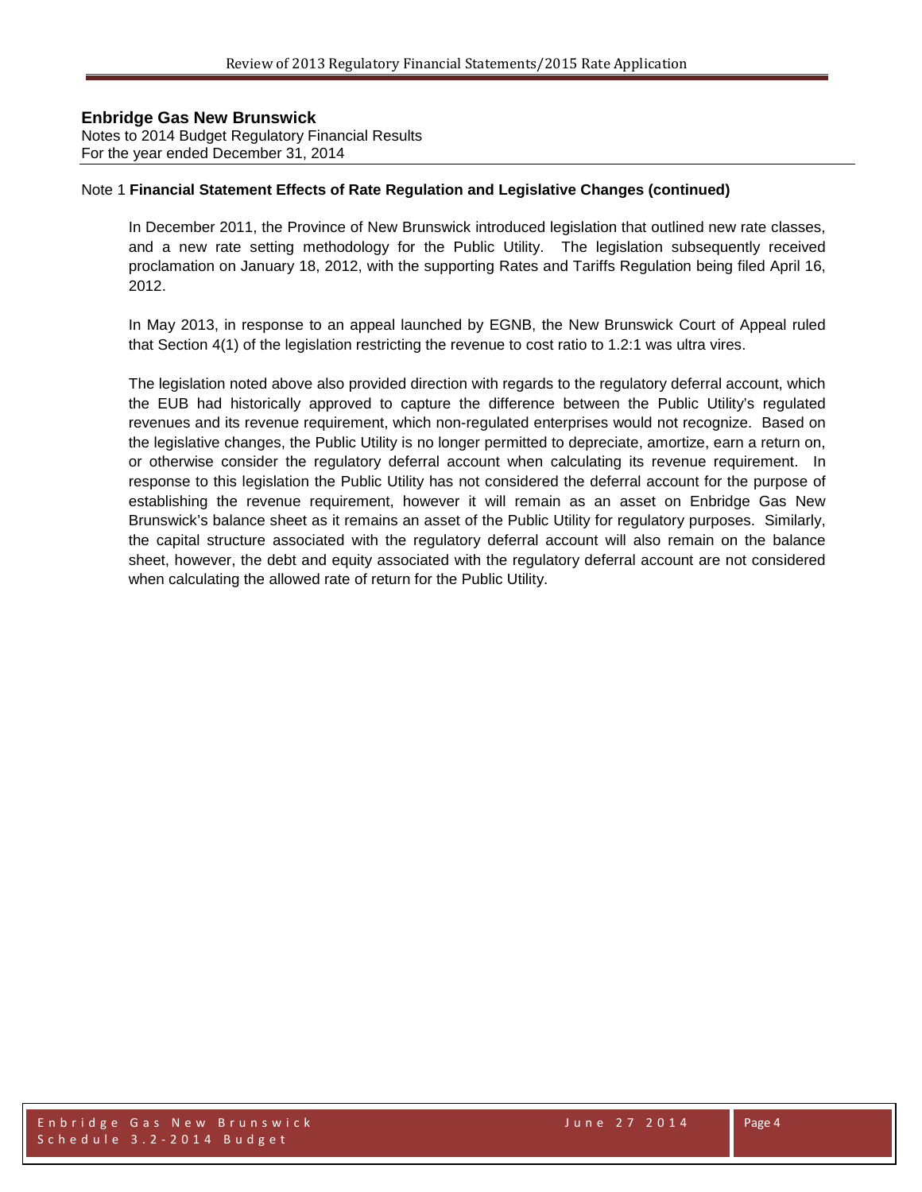**Enbridge Gas New Brunswick**
Notes to 2014 Budget Regulatory Financial Results
For the year ended December 31, 2014

Note 1 **Financial Statement Effects of Rate Regulation and Legislative Changes (continued)**

In December 2011, the Province of New Brunswick introduced legislation that outlined new rate classes, and a new rate setting methodology for the Public Utility. The legislation subsequently received proclamation on January 18, 2012, with the supporting Rates and Tariffs Regulation being filed April 16, 2012.

In May 2013, in response to an appeal launched by EGNB, the New Brunswick Court of Appeal ruled that Section 4(1) of the legislation restricting the revenue to cost ratio to 1.2:1 was ultra vires.

The legislation noted above also provided direction with regards to the regulatory deferral account, which the EUB had historically approved to capture the difference between the Public Utility's regulated revenues and its revenue requirement, which non-regulated enterprises would not recognize. Based on the legislative changes, the Public Utility is no longer permitted to depreciate, amortize, earn a return on, or otherwise consider the regulatory deferral account when calculating its revenue requirement. In response to this legislation the Public Utility has not considered the deferral account for the purpose of establishing the revenue requirement, however it will remain as an asset on Enbridge Gas New Brunswick's balance sheet as it remains an asset of the Public Utility for regulatory purposes. Similarly, the capital structure associated with the regulatory deferral account will also remain on the balance sheet, however, the debt and equity associated with the regulatory deferral account are not considered when calculating the allowed rate of return for the Public Utility.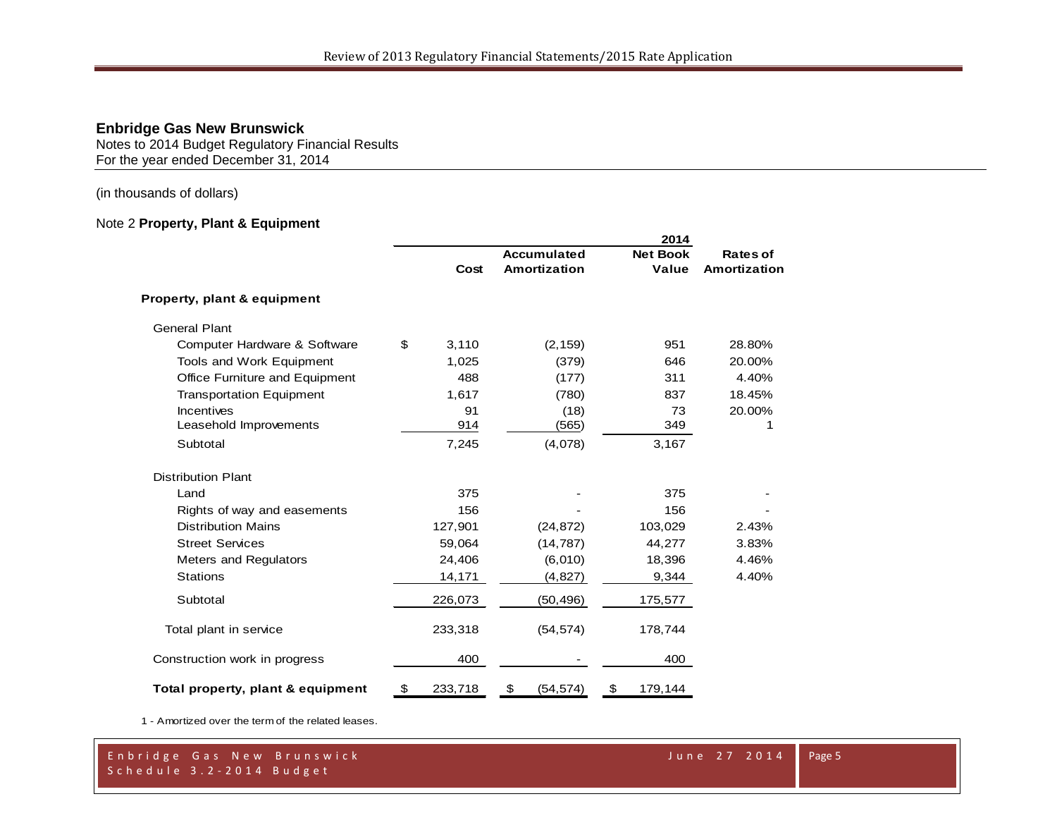**Enbridge Gas New Brunswick**
Notes to 2014 Budget Regulatory Financial Results
For the year ended December 31, 2014

(in thousands of dollars)

Note 2 **Property, Plant & Equipment**

| | 2014 | | | |
|---|---|---|---|---|
| | Cost | Accumulated Amortization | Net Book Value | Rates of Amortization |
| **Property, plant & equipment** | | | | |
| General Plant | | | | |
| Computer Hardware & Software | $ 3,110 | (2,159) | 951 | 28.80% |
| Tools and Work Equipment | 1,025 | (379) | 646 | 20.00% |
| Office Furniture and Equipment | 488 | (177) | 311 | 4.40% |
| Transportation Equipment | 1,617 | (780) | 837 | 18.45% |
| Incentives | 91 | (18) | 73 | 20.00% |
| Leasehold Improvements | 914 | (565) | 349 | 1 |
| Subtotal | 7,245 | (4,078) | 3,167 | |
| Distribution Plant | | | | |
| Land | 375 | - | 375 | - |
| Rights of way and easements | 156 | - | 156 | - |
| Distribution Mains | 127,901 | (24,872) | 103,029 | 2.43% |
| Street Services | 59,064 | (14,787) | 44,277 | 3.83% |
| Meters and Regulators | 24,406 | (6,010) | 18,396 | 4.46% |
| Stations | 14,171 | (4,827) | 9,344 | 4.40% |
| Subtotal | 226,073 | (50,496) | 175,577 | |
| Total plant in service | 233,318 | (54,574) | 178,744 | |
| Construction work in progress | 400 | - | 400 | |
| **Total property, plant & equipment** | $ 233,718 | $ (54,574) | $ 179,144 | |

1 - Amortized over the term of the related leases.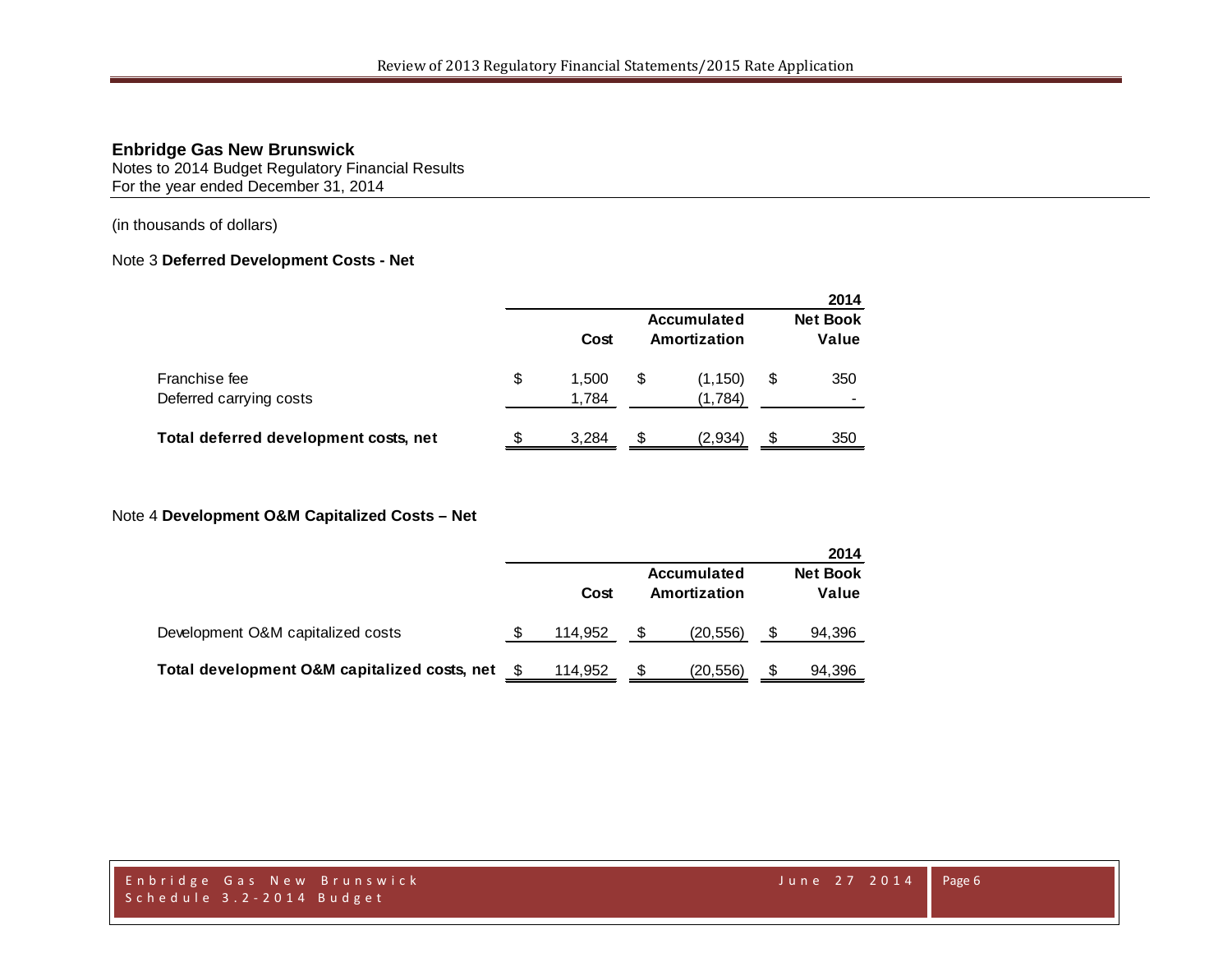**Enbridge Gas New Brunswick**
Notes to 2014 Budget Regulatory Financial Results
For the year ended December 31, 2014

(in thousands of dollars)

Note 3 **Deferred Development Costs - Net**

| | | | 2014 |
|---|---|---|---|
| | Cost | Accumulated Amortization | Net Book Value |
| Franchise fee | $ 1,500 | $ (1,150) | $ 350 |
| Deferred carrying costs | 1,784 | (1,784) | - |
| **Total deferred development costs, net** | $ 3,284 | $ (2,934) | $ 350 |

Note 4 **Development O&M Capitalized Costs – Net**

| | | | 2014 |
|---|---|---|---|
| | Cost | Accumulated Amortization | Net Book Value |
| Development O&M capitalized costs | $ 114,952 | $ (20,556) | $ 94,396 |
| **Total development O&M capitalized costs, net** | $ 114,952 | $ (20,556) | $ 94,396 |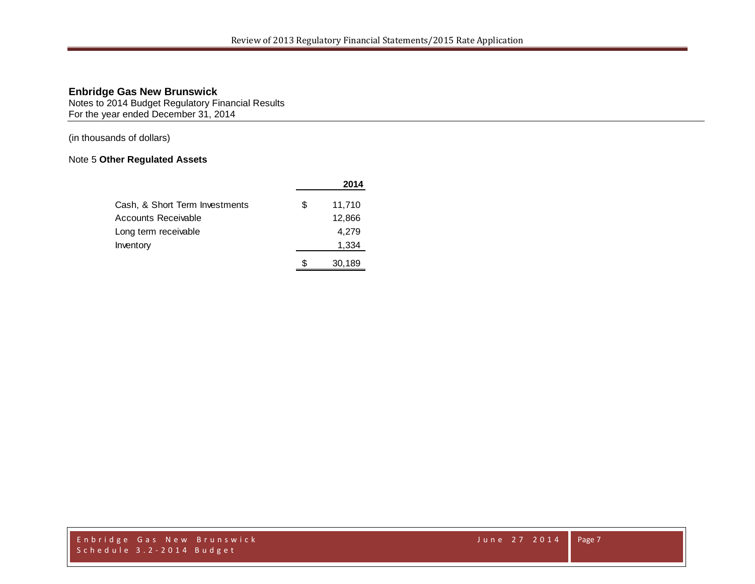**Enbridge Gas New Brunswick**
Notes to 2014 Budget Regulatory Financial Results
For the year ended December 31, 2014

(in thousands of dollars)

Note 5 **Other Regulated Assets**

| | | 2014 |
|---|---|---|
| Cash, & Short Term Investments | $ | 11,710 |
| Accounts Receivable | | 12,866 |
| Long term receivable | | 4,279 |
| Inventory | | 1,334 |
| | $ | 30,189 |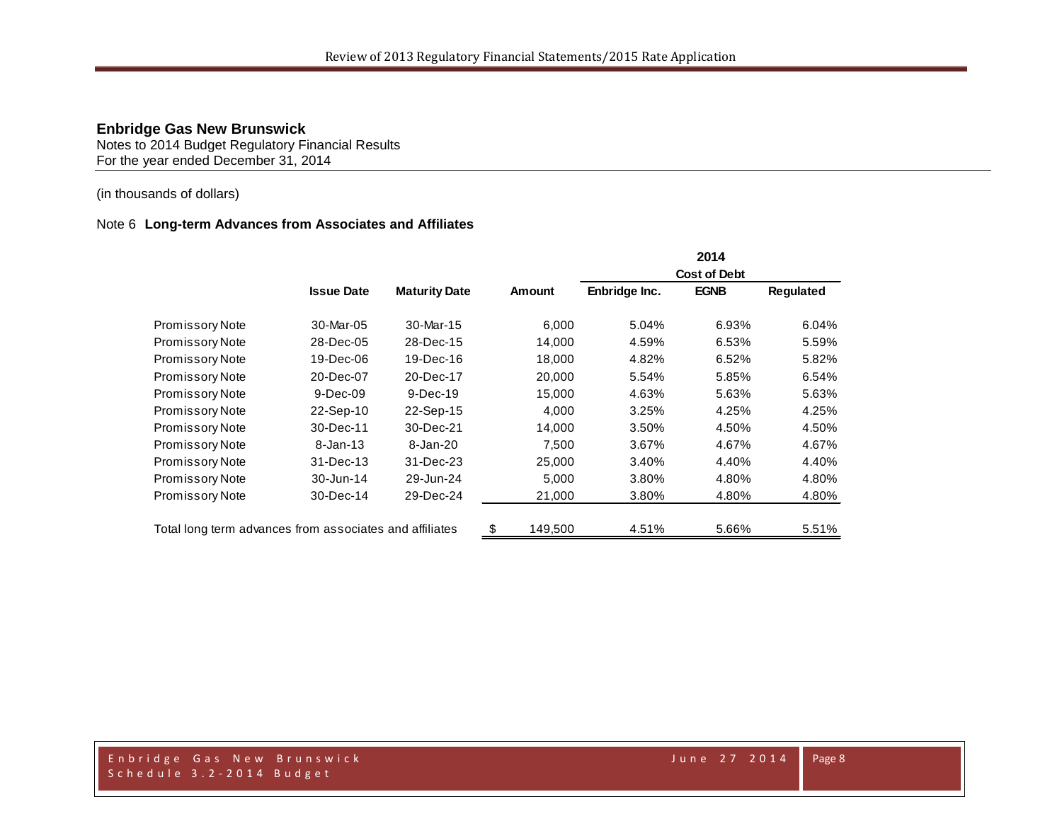**Enbridge Gas New Brunswick**
Notes to 2014 Budget Regulatory Financial Results
For the year ended December 31, 2014

(in thousands of dollars)

Note 6 **Long-term Advances from Associates and Affiliates**

| | | | | 2014 | | |
|---|---|---|---|---|---|---|
| | | | | Cost of Debt | | |
| | **Issue Date** | **Maturity Date** | **Amount** | **Enbridge Inc.** | **EGNB** | **Regulated** |
| Promissory Note | 30-Mar-05 | 30-Mar-15 | 6,000 | 5.04% | 6.93% | 6.04% |
| Promissory Note | 28-Dec-05 | 28-Dec-15 | 14,000 | 4.59% | 6.53% | 5.59% |
| Promissory Note | 19-Dec-06 | 19-Dec-16 | 18,000 | 4.82% | 6.52% | 5.82% |
| Promissory Note | 20-Dec-07 | 20-Dec-17 | 20,000 | 5.54% | 5.85% | 6.54% |
| Promissory Note | 9-Dec-09 | 9-Dec-19 | 15,000 | 4.63% | 5.63% | 5.63% |
| Promissory Note | 22-Sep-10 | 22-Sep-15 | 4,000 | 3.25% | 4.25% | 4.25% |
| Promissory Note | 30-Dec-11 | 30-Dec-21 | 14,000 | 3.50% | 4.50% | 4.50% |
| Promissory Note | 8-Jan-13 | 8-Jan-20 | 7,500 | 3.67% | 4.67% | 4.67% |
| Promissory Note | 31-Dec-13 | 31-Dec-23 | 25,000 | 3.40% | 4.40% | 4.40% |
| Promissory Note | 30-Jun-14 | 29-Jun-24 | 5,000 | 3.80% | 4.80% | 4.80% |
| Promissory Note | 30-Dec-14 | 29-Dec-24 | 21,000 | 3.80% | 4.80% | 4.80% |
| Total long term advances from associates and affiliates | | | $ 149,500 | 4.51% | 5.66% | 5.51% |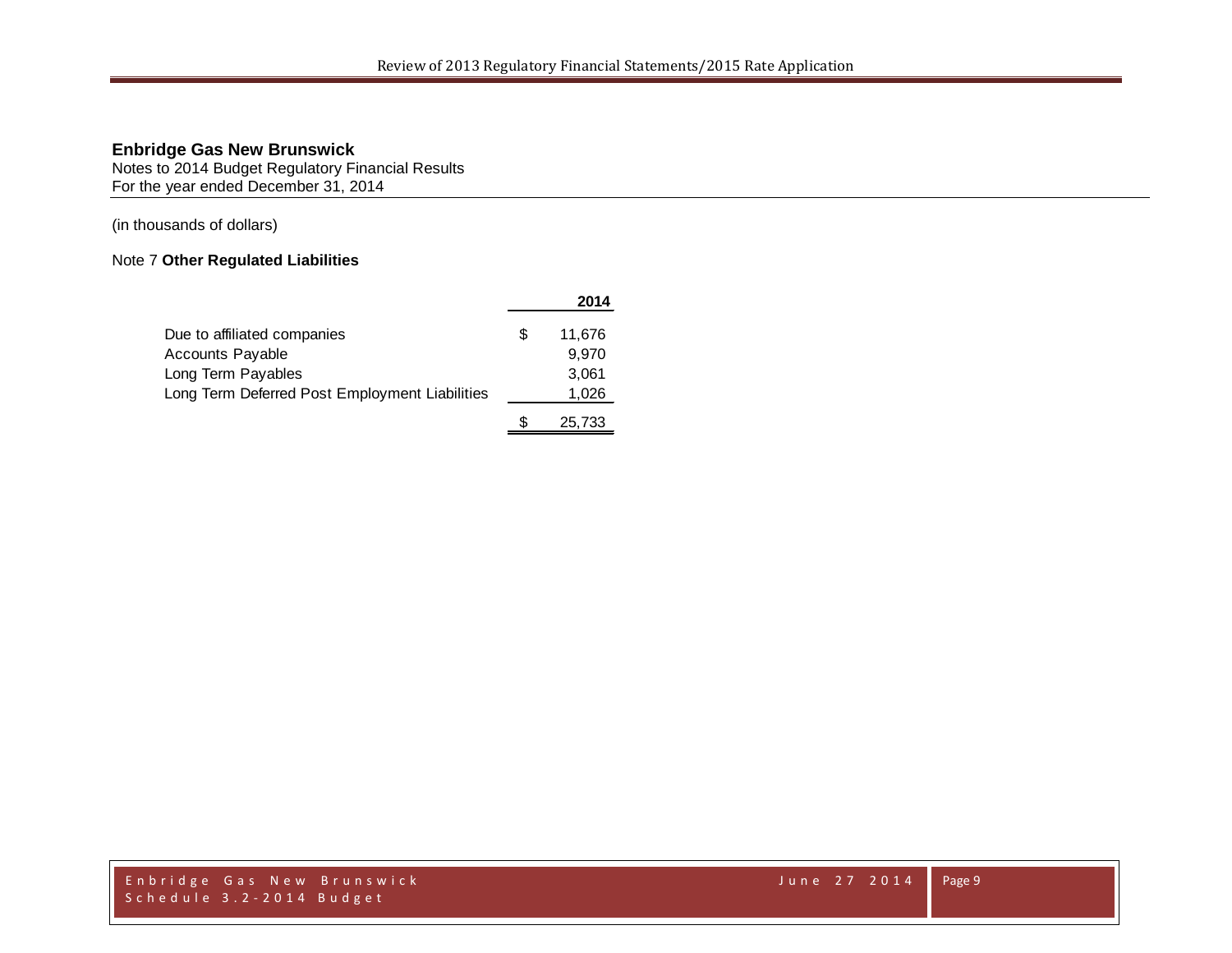**Enbridge Gas New Brunswick**
Notes to 2014 Budget Regulatory Financial Results
For the year ended December 31, 2014

(in thousands of dollars)

Note 7 **Other Regulated Liabilities**

| | | 2014 |
|---|---|---|
| Due to affiliated companies | $ | 11,676 |
| Accounts Payable | | 9,970 |
| Long Term Payables | | 3,061 |
| Long Term Deferred Post Employment Liabilities | | 1,026 |
| | $ | 25,733 |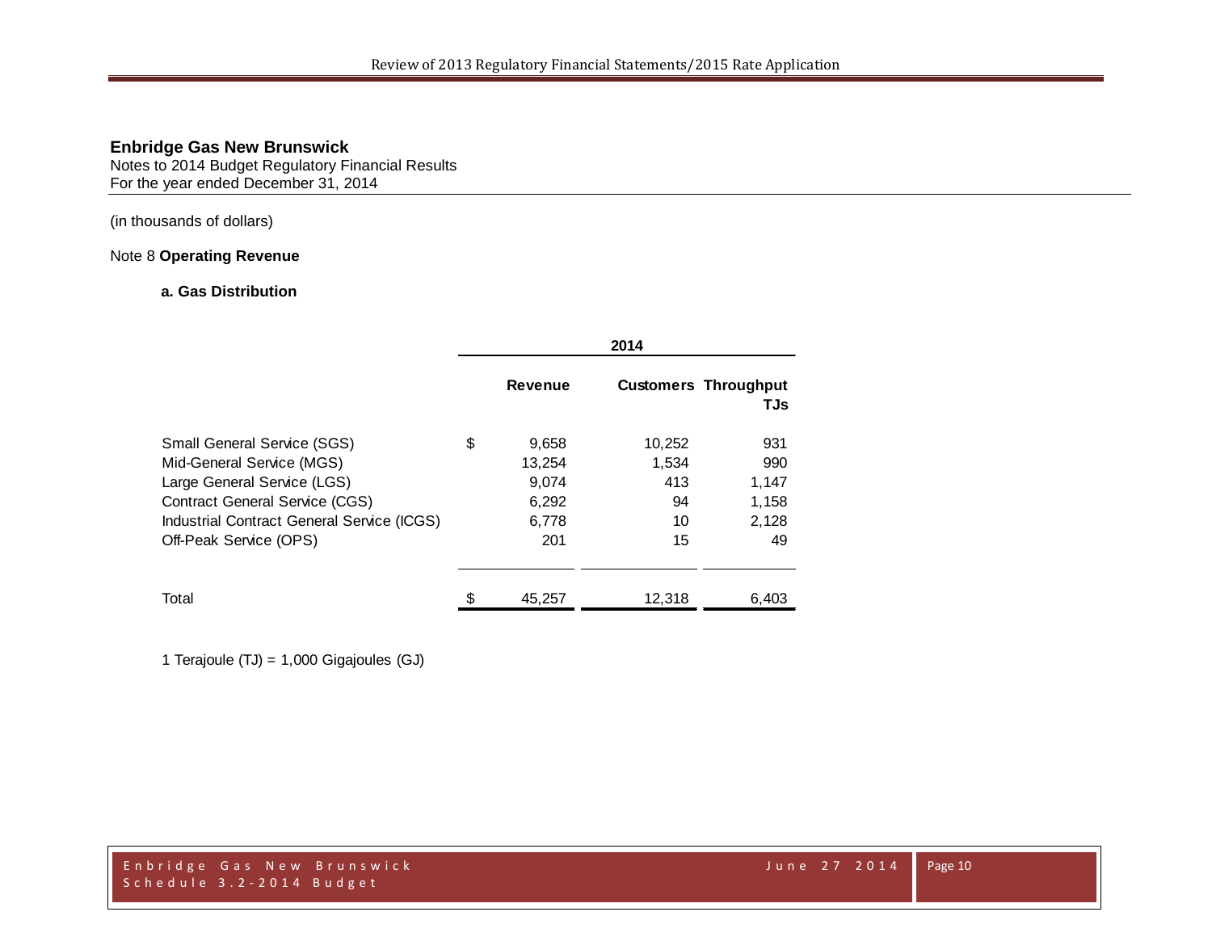**Enbridge Gas New Brunswick**
Notes to 2014 Budget Regulatory Financial Results
For the year ended December 31, 2014

(in thousands of dollars)

Note 8 **Operating Revenue**

**a. Gas Distribution**

| | 2014 | | |
|---|---|---|---|
| | **Revenue** | **Customers** | **Throughput TJs** |
| Small General Service (SGS) | $ 9,658 | 10,252 | 931 |
| Mid-General Service (MGS) | 13,254 | 1,534 | 990 |
| Large General Service (LGS) | 9,074 | 413 | 1,147 |
| Contract General Service (CGS) | 6,292 | 94 | 1,158 |
| Industrial Contract General Service (ICGS) | 6,778 | 10 | 2,128 |
| Off-Peak Service (OPS) | 201 | 15 | 49 |
| Total | $ 45,257 | 12,318 | 6,403 |

1 Terajoule (TJ) = 1,000 Gigajoules (GJ)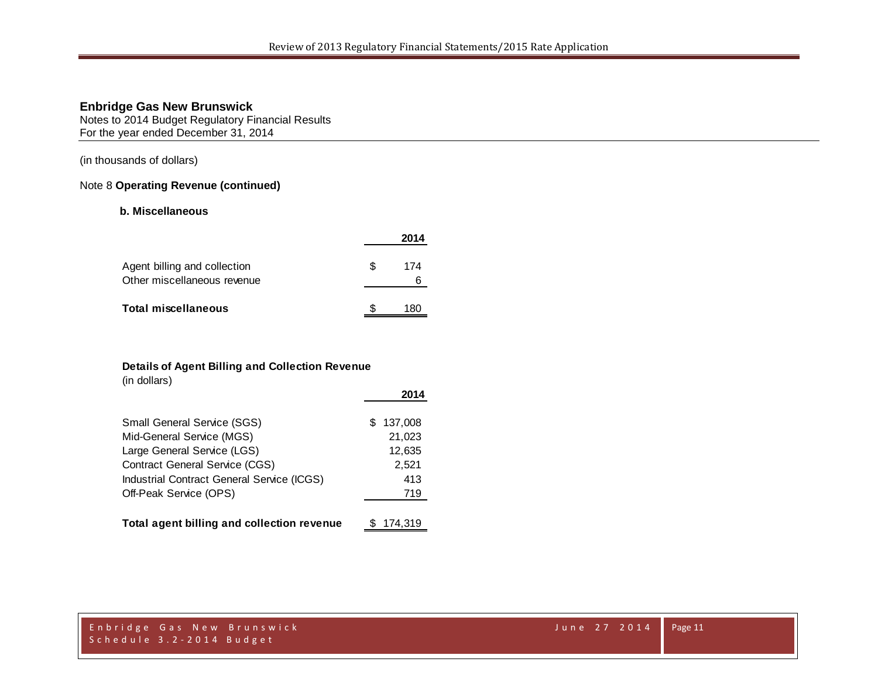**Enbridge Gas New Brunswick**
Notes to 2014 Budget Regulatory Financial Results
For the year ended December 31, 2014

(in thousands of dollars)

Note 8 **Operating Revenue (continued)**

**b. Miscellaneous**

| | 2014 |
|---|---|
| Agent billing and collection | $ 174 |
| Other miscellaneous revenue | 6 |
| **Total miscellaneous** | $ 180 |

**Details of Agent Billing and Collection Revenue**
(in dollars)

| | 2014 |
|---|---|
| Small General Service (SGS) | $ 137,008 |
| Mid-General Service (MGS) | 21,023 |
| Large General Service (LGS) | 12,635 |
| Contract General Service (CGS) | 2,521 |
| Industrial Contract General Service (ICGS) | 413 |
| Off-Peak Service (OPS) | 719 |
| **Total agent billing and collection revenue** | $ 174,319 |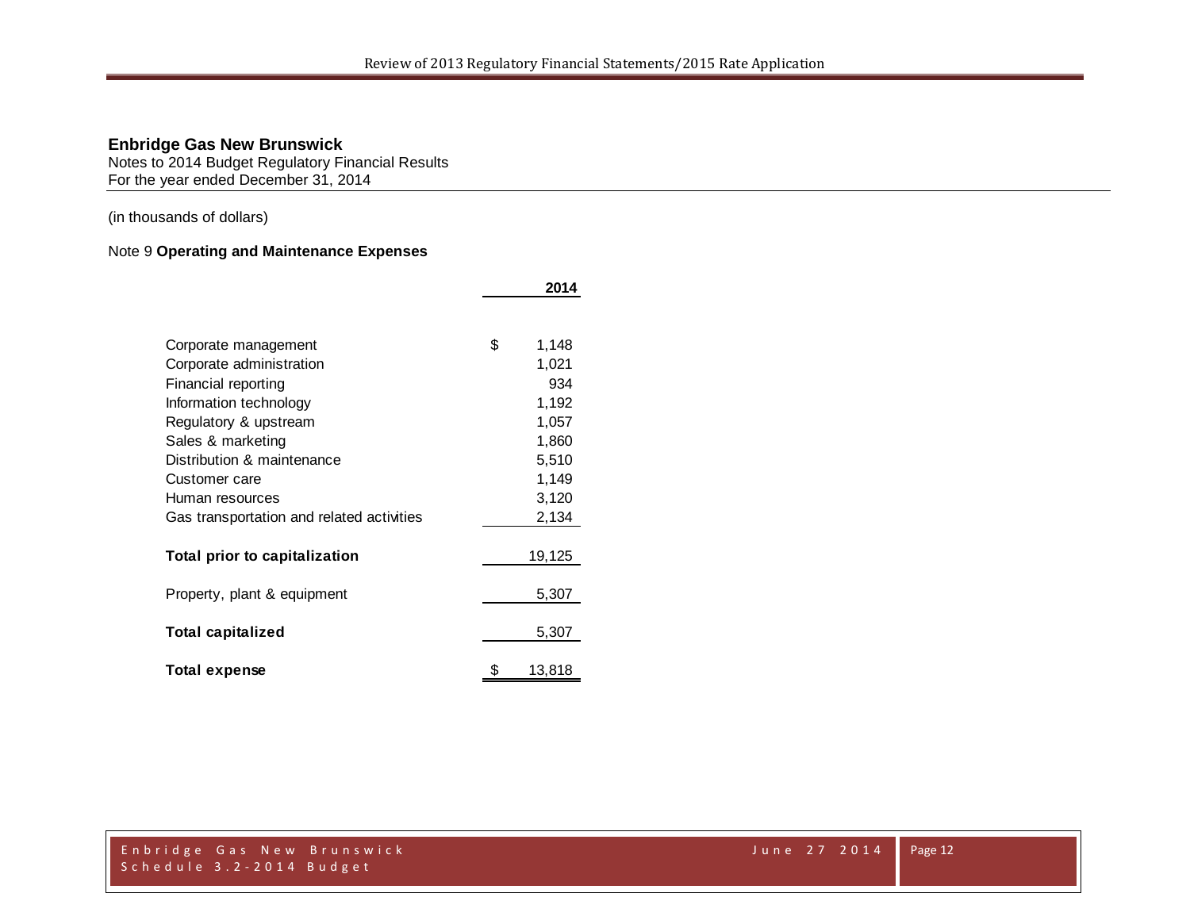**Enbridge Gas New Brunswick**
Notes to 2014 Budget Regulatory Financial Results
For the year ended December 31, 2014

(in thousands of dollars)

Note 9 **Operating and Maintenance Expenses**

| | 2014 |
|---|---|
| Corporate management | $ 1,148 |
| Corporate administration | 1,021 |
| Financial reporting | 934 |
| Information technology | 1,192 |
| Regulatory & upstream | 1,057 |
| Sales & marketing | 1,860 |
| Distribution & maintenance | 5,510 |
| Customer care | 1,149 |
| Human resources | 3,120 |
| Gas transportation and related activities | 2,134 |
| **Total prior to capitalization** | 19,125 |
| Property, plant & equipment | 5,307 |
| **Total capitalized** | 5,307 |
| **Total expense** | $ 13,818 |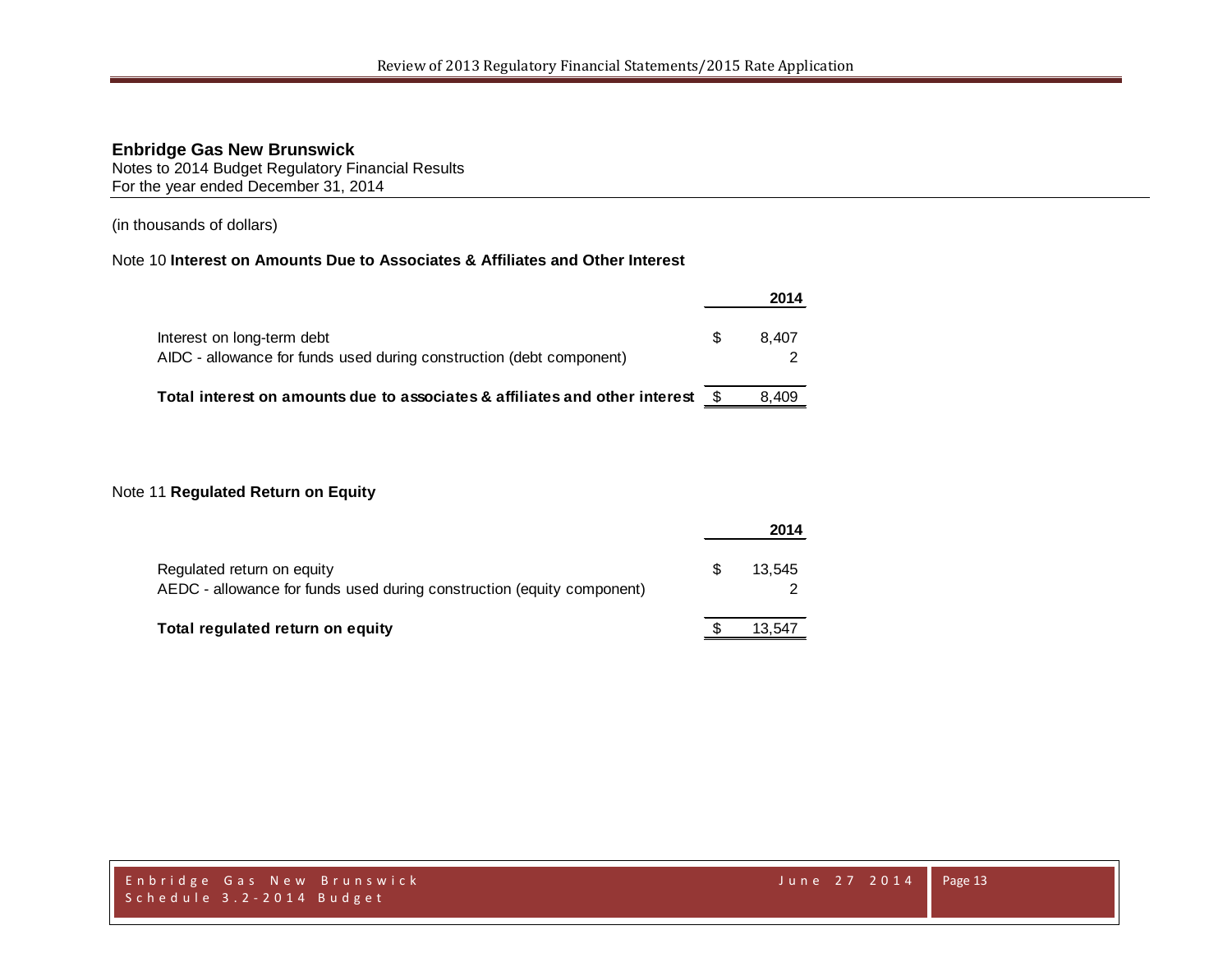**Enbridge Gas New Brunswick**
Notes to 2014 Budget Regulatory Financial Results
For the year ended December 31, 2014

(in thousands of dollars)

Note 10 **Interest on Amounts Due to Associates & Affiliates and Other Interest**

| | | 2014 |
|---|---|---|
| Interest on long-term debt | $ | 8,407 |
| AIDC - allowance for funds used during construction (debt component) | | 2 |
| **Total interest on amounts due to associates & affiliates and other interest** | $ | 8,409 |

Note 11 **Regulated Return on Equity**

| | | 2014 |
|---|---|---|
| Regulated return on equity | $ | 13,545 |
| AEDC - allowance for funds used during construction (equity component) | | 2 |
| **Total regulated return on equity** | $ | 13,547 |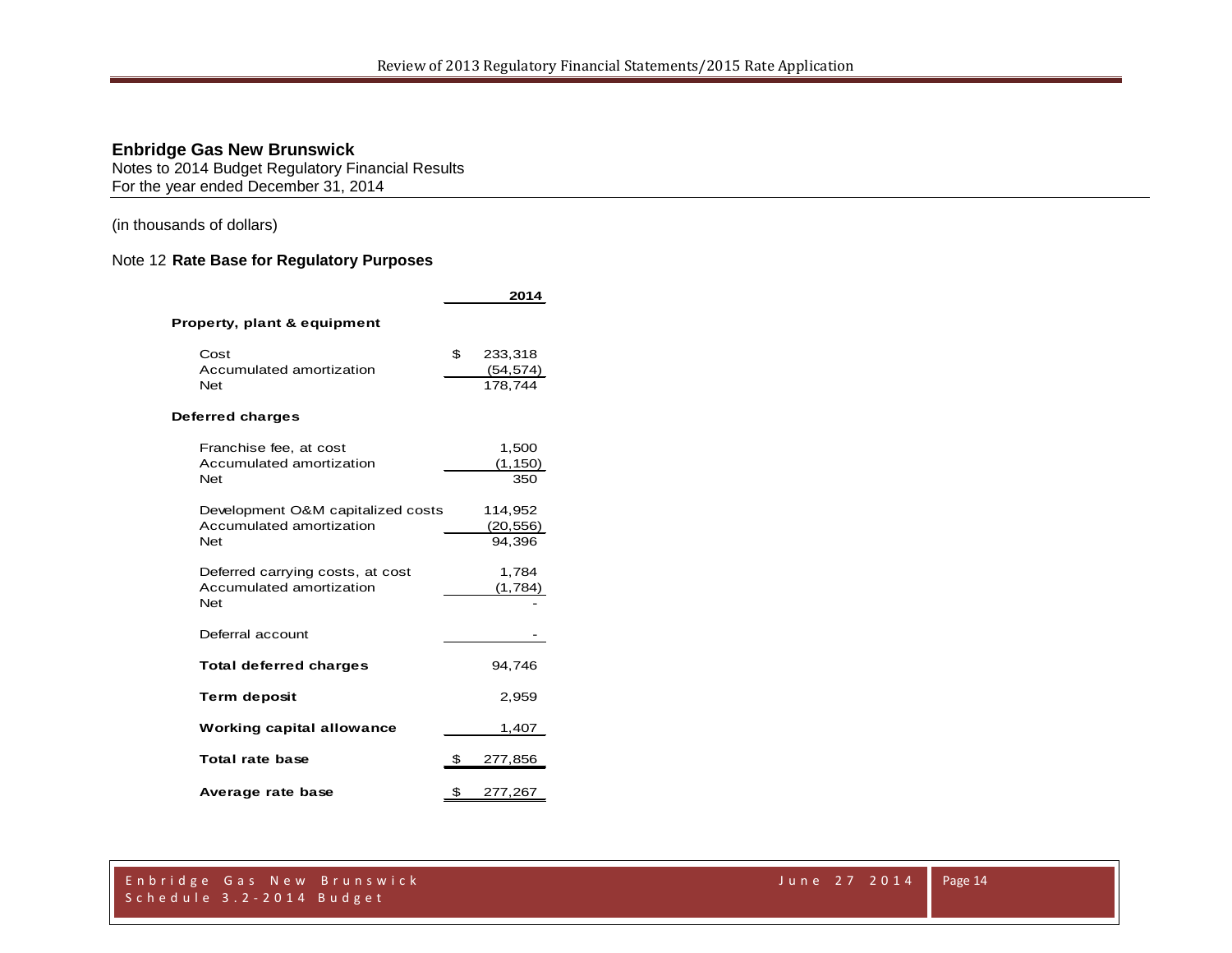**Enbridge Gas New Brunswick**
Notes to 2014 Budget Regulatory Financial Results
For the year ended December 31, 2014

(in thousands of dollars)

Note 12 **Rate Base for Regulatory Purposes**

| | 2014 |
|---|---|
| **Property, plant & equipment** | |
| Cost | $ 233,318 |
| Accumulated amortization | (54,574) |
| Net | 178,744 |
| **Deferred charges** | |
| Franchise fee, at cost | 1,500 |
| Accumulated amortization | (1,150) |
| Net | 350 |
| Development O&M capitalized costs | 114,952 |
| Accumulated amortization | (20,556) |
| Net | 94,396 |
| Deferred carrying costs, at cost | 1,784 |
| Accumulated amortization | (1,784) |
| Net | - |
| Deferral account | - |
| **Total deferred charges** | 94,746 |
| **Term deposit** | 2,959 |
| **Working capital allowance** | 1,407 |
| **Total rate base** | $ 277,856 |
| **Average rate base** | $ 277,267 |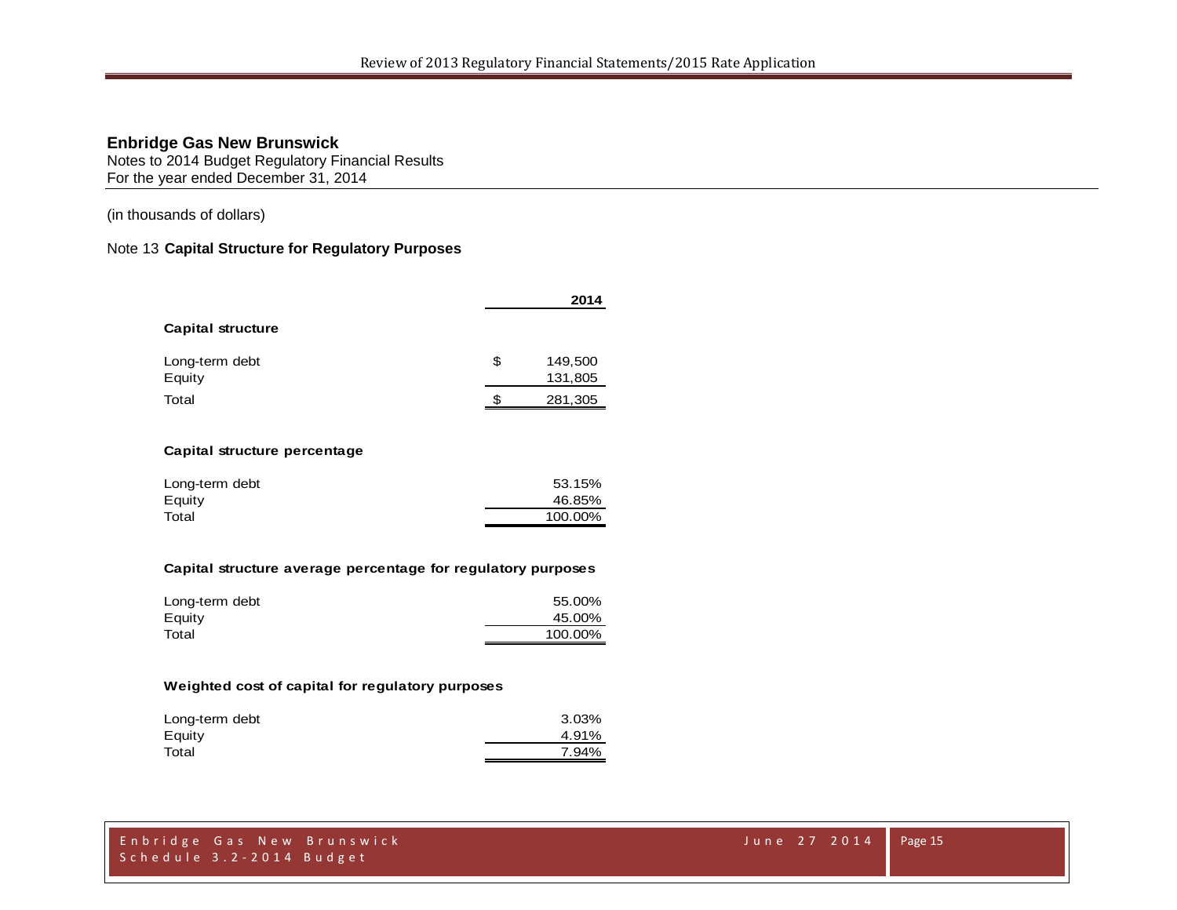**Enbridge Gas New Brunswick**
Notes to 2014 Budget Regulatory Financial Results
For the year ended December 31, 2014

(in thousands of dollars)

Note 13 **Capital Structure for Regulatory Purposes**

| | | 2014 |
|---|---|---|
| **Capital structure** | | |
| Long-term debt | $ | 149,500 |
| Equity | | 131,805 |
| Total | $ | 281,305 |
| | | |
| **Capital structure percentage** | | |
| Long-term debt | | 53.15% |
| Equity | | 46.85% |
| Total | | 100.00% |
| | | |
| **Capital structure average percentage for regulatory purposes** | | |
| Long-term debt | | 55.00% |
| Equity | | 45.00% |
| Total | | 100.00% |
| | | |
| **Weighted cost of capital for regulatory purposes** | | |
| Long-term debt | | 3.03% |
| Equity | | 4.91% |
| Total | | 7.94% |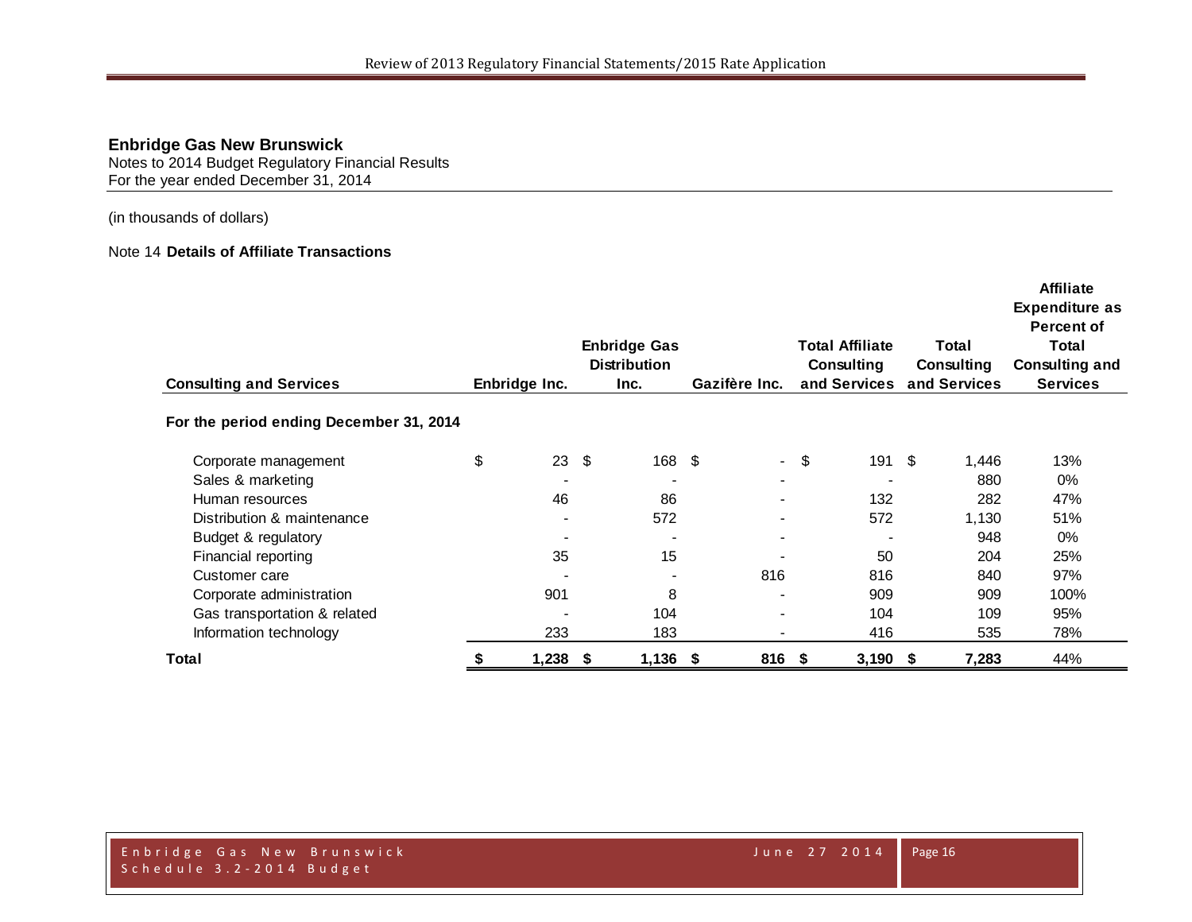**Enbridge Gas New Brunswick**

Notes to 2014 Budget Regulatory Financial Results

For the year ended December 31, 2014

(in thousands of dollars)

Note 14 **Details of Affiliate Transactions**

| Consulting and Services | Enbridge Inc. | Enbridge Gas Distribution Inc. | Gazifère Inc. | Total Affiliate Consulting and Services | Total Consulting and Services | Affiliate Expenditure as Percent of Total Consulting and Services |
|---|---|---|---|---|---|---|
| **For the period ending December 31, 2014** | | | | | | |
| Corporate management | $ 23 | $ 168 | $ - | $ 191 | $ 1,446 | 13% |
| Sales & marketing | - | - | - | - | 880 | 0% |
| Human resources | 46 | 86 | - | 132 | 282 | 47% |
| Distribution & maintenance | - | 572 | - | 572 | 1,130 | 51% |
| Budget & regulatory | - | - | - | - | 948 | 0% |
| Financial reporting | 35 | 15 | - | 50 | 204 | 25% |
| Customer care | - | - | 816 | 816 | 840 | 97% |
| Corporate administration | 901 | 8 | - | 909 | 909 | 100% |
| Gas transportation & related | - | 104 | - | 104 | 109 | 95% |
| Information technology | 233 | 183 | - | 416 | 535 | 78% |
| **Total** | **$ 1,238** | **$ 1,136** | **$ 816** | **$ 3,190** | **$ 7,283** | 44% |